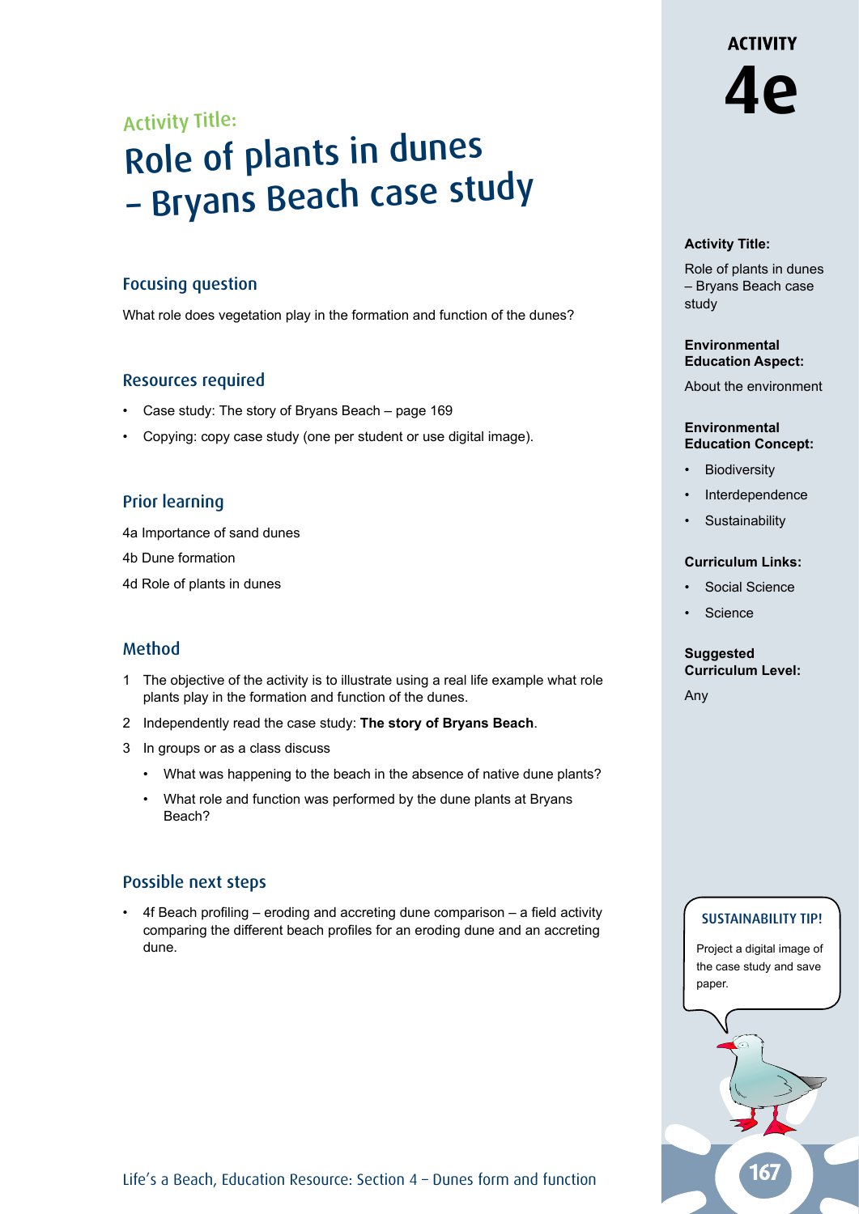# ACTIVITY 4e

Activity Title:

# Role of plants in dunes – Bryans Beach case study

## Focusing question

What role does vegetation play in the formation and function of the dunes?

## Resources required

- Case study: The story of Bryans Beach – page 169
- Copying: copy case study (one per student or use digital image).

## Prior learning

4a Importance of sand dunes

4b Dune formation

4d Role of plants in dunes

## Method

1. The objective of the activity is to illustrate using a real life example what role plants play in the formation and function of the dunes.
2. Independently read the case study: **The story of Bryans Beach**.
3. In groups or as a class discuss
   - What was happening to the beach in the absence of native dune plants?
   - What role and function was performed by the dune plants at Bryans Beach?

## Possible next steps

- 4f Beach profiling – eroding and accreting dune comparison – a field activity comparing the different beach profiles for an eroding dune and an accreting dune.

**Activity Title:**

Role of plants in dunes – Bryans Beach case study

**Environmental Education Aspect:**

About the environment

**Environmental Education Concept:**

- Biodiversity
- Interdependence
- Sustainability

**Curriculum Links:**

- Social Science
- Science

**Suggested Curriculum Level:**

Any

**SUSTAINABILITY TIP!**

Project a digital image of the case study and save paper.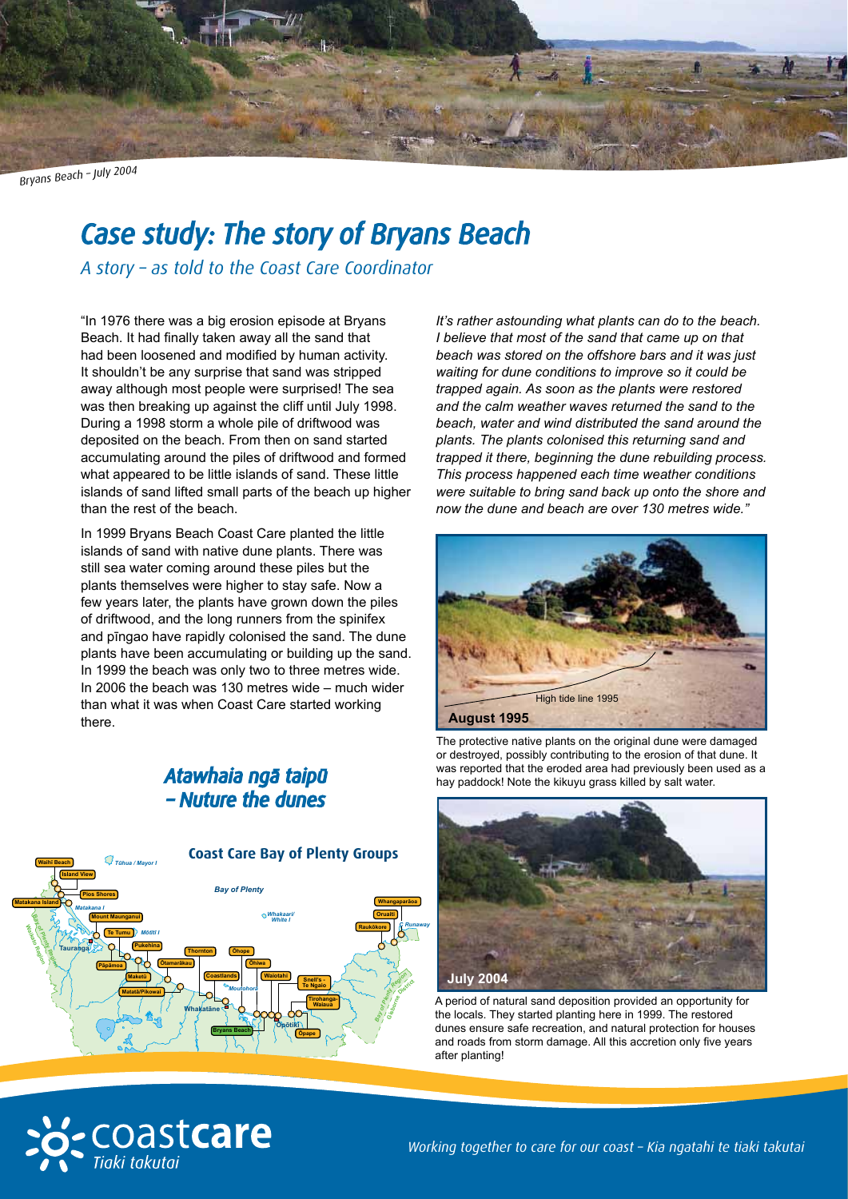Bryans Beach – July 2004

# Case study: The story of Bryans Beach

*A story – as told to the Coast Care Coordinator*

"In 1976 there was a big erosion episode at Bryans Beach. It had finally taken away all the sand that had been loosened and modified by human activity. It shouldn't be any surprise that sand was stripped away although most people were surprised! The sea was then breaking up against the cliff until July 1998. During a 1998 storm a whole pile of driftwood was deposited on the beach. From then on sand started accumulating around the piles of driftwood and formed what appeared to be little islands of sand. These little islands of sand lifted small parts of the beach up higher than the rest of the beach.

In 1999 Bryans Beach Coast Care planted the little islands of sand with native dune plants. There was still sea water coming around these piles but the plants themselves were higher to stay safe. Now a few years later, the plants have grown down the piles of driftwood, and the long runners from the spinifex and pīngao have rapidly colonised the sand. The dune plants have been accumulating or building up the sand. In 1999 the beach was only two to three metres wide. In 2006 the beach was 130 metres wide – much wider than what it was when Coast Care started working there.

*It's rather astounding what plants can do to the beach. I believe that most of the sand that came up on that beach was stored on the offshore bars and it was just waiting for dune conditions to improve so it could be trapped again. As soon as the plants were restored and the calm weather waves returned the sand to the beach, water and wind distributed the sand around the plants. The plants colonised this returning sand and trapped it there, beginning the dune rebuilding process. This process happened each time weather conditions were suitable to bring sand back up onto the shore and now the dune and beach are over 130 metres wide."*

High tide line 1995

**August 1995**

The protective native plants on the original dune were damaged or destroyed, possibly contributing to the erosion of that dune. It was reported that the eroded area had previously been used as a hay paddock! Note the kikuyu grass killed by salt water.

**July 2004**

A period of natural sand deposition provided an opportunity for the locals. They started planting here in 1999. The restored dunes ensure safe recreation, and natural protection for houses and roads from storm damage. All this accretion only five years after planting!

## Atawhaia ngā taipū – Nuture the dunes

### Coast Care Bay of Plenty Groups

Waihī Beach, Island View, Pios Shores, Matakana Island, Mount Maunganui, Te Tumu, Pukehina, Pāpāmoa, Maketū, Ōtamarākau, Matatā/Pikowai, Thornton, Coastlands, Ōhope, Ōhiwa, Waiotahi, Snell's - Te Ngaio, Tirohanga-Waiaua, Ōpape, Bryans Beach, Whangaparāoa, Oruaiti, Raukōkore

Tūhua / Mayor I, Matakana I, Mōtītī I, Tauranga, Whakatāne, Moutohora, Whakaari/White I, Ōpōtiki, Runaway, Bay of Plenty

coast**care** *Tiaki takutai*

*Working together to care for our coast – Kia ngatahi te tiaki takutai*